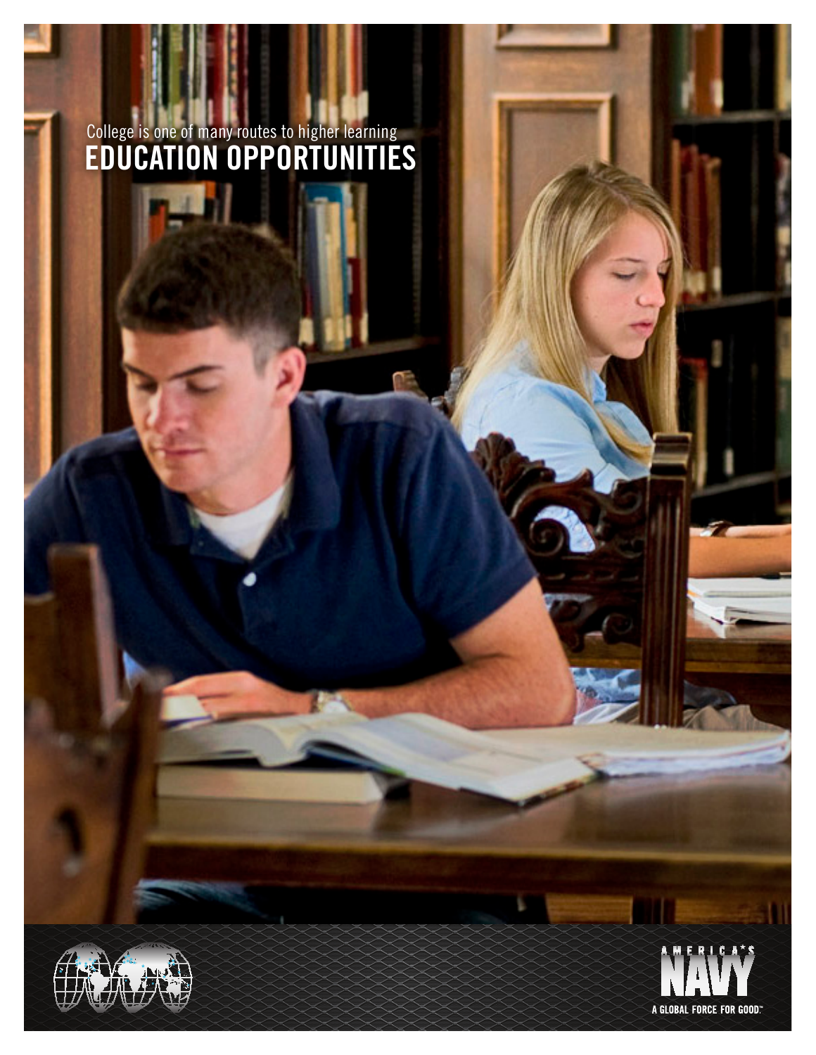College is one of many routes to higher learning

# EDUCATION OPPORTUNITIES

AMERICA'S NAVY

A GLOBAL FORCE FOR GOOD.™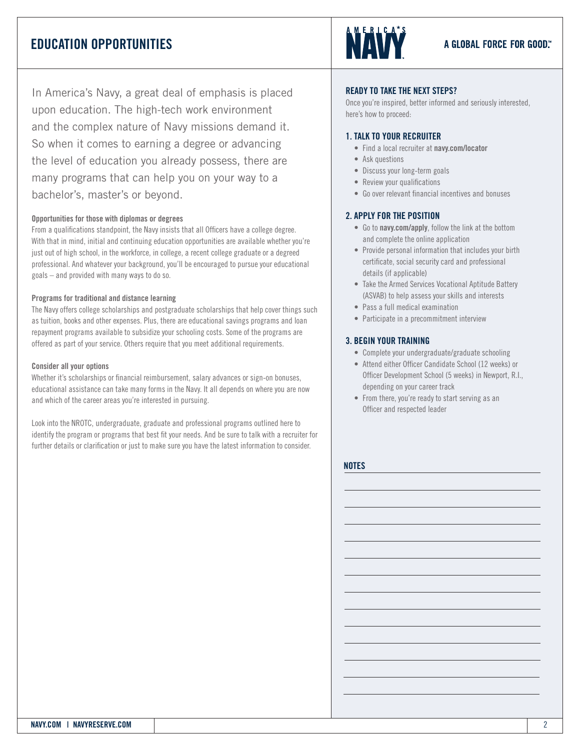# EDUCATION OPPORTUNITIES

In America's Navy, a great deal of emphasis is placed upon education. The high-tech work environment and the complex nature of Navy missions demand it. So when it comes to earning a degree or advancing the level of education you already possess, there are many programs that can help you on your way to a bachelor's, master's or beyond.

**Opportunities for those with diplomas or degrees**

From a qualifications standpoint, the Navy insists that all Officers have a college degree. With that in mind, initial and continuing education opportunities are available whether you're just out of high school, in the workforce, in college, a recent college graduate or a degreed professional. And whatever your background, you'll be encouraged to pursue your educational goals – and provided with many ways to do so.

**Programs for traditional and distance learning**

The Navy offers college scholarships and postgraduate scholarships that help cover things such as tuition, books and other expenses. Plus, there are educational savings programs and loan repayment programs available to subsidize your schooling costs. Some of the programs are offered as part of your service. Others require that you meet additional requirements.

**Consider all your options**

Whether it's scholarships or financial reimbursement, salary advances or sign-on bonuses, educational assistance can take many forms in the Navy. It all depends on where you are now and which of the career areas you're interested in pursuing.

Look into the NROTC, undergraduate, graduate and professional programs outlined here to identify the program or programs that best fit your needs. And be sure to talk with a recruiter for further details or clarification or just to make sure you have the latest information to consider.

## READY TO TAKE THE NEXT STEPS?

Once you're inspired, better informed and seriously interested, here's how to proceed:

### 1. TALK TO YOUR RECRUITER

- Find a local recruiter at **navy.com/locator**
- Ask questions
- Discuss your long-term goals
- Review your qualifications
- Go over relevant financial incentives and bonuses

### 2. APPLY FOR THE POSITION

- Go to **navy.com/apply**, follow the link at the bottom and complete the online application
- Provide personal information that includes your birth certificate, social security card and professional details (if applicable)
- Take the Armed Services Vocational Aptitude Battery (ASVAB) to help assess your skills and interests
- Pass a full medical examination
- Participate in a precommitment interview

### 3. BEGIN YOUR TRAINING

- Complete your undergraduate/graduate schooling
- Attend either Officer Candidate School (12 weeks) or Officer Development School (5 weeks) in Newport, R.I., depending on your career track
- From there, you're ready to start serving as an Officer and respected leader

**NOTES**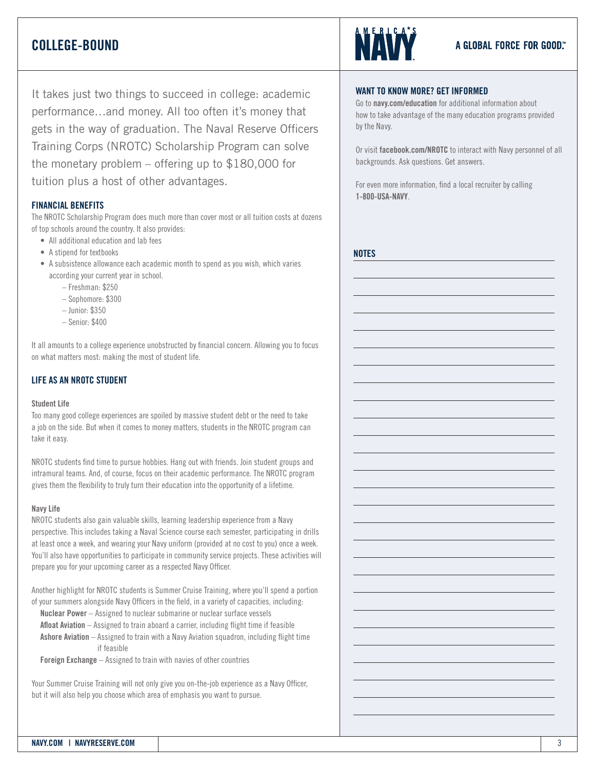# COLLEGE-BOUND

It takes just two things to succeed in college: academic performance…and money. All too often it's money that gets in the way of graduation. The Naval Reserve Officers Training Corps (NROTC) Scholarship Program can solve the monetary problem – offering up to $180,000 for tuition plus a host of other advantages.

## FINANCIAL BENEFITS

The NROTC Scholarship Program does much more than cover most or all tuition costs at dozens of top schools around the country. It also provides:

- All additional education and lab fees
- A stipend for textbooks
- A subsistence allowance each academic month to spend as you wish, which varies according to your current year in school.
  - Freshman: $250
  - Sophomore: $300
  - Junior: $350
  - Senior: $400

It all amounts to a college experience unobstructed by financial concern. Allowing you to focus on what matters most: making the most of student life.

## LIFE AS AN NROTC STUDENT

### Student Life

Too many good college experiences are spoiled by massive student debt or the need to take a job on the side. But when it comes to money matters, students in the NROTC program can take it easy.

NROTC students find time to pursue hobbies. Hang out with friends. Join student groups and intramural teams. And, of course, focus on their academic performance. The NROTC program gives them the flexibility to truly turn their education into the opportunity of a lifetime.

### Navy Life

NROTC students also gain valuable skills, learning leadership experience from a Navy perspective. This includes taking a Naval Science course each semester, participating in drills at least once a week, and wearing your Navy uniform (provided at no cost to you) once a week. You'll also have opportunities to participate in community service projects. These activities will prepare you for your upcoming career as a respected Navy Officer.

Another highlight for NROTC students is Summer Cruise Training, where you'll spend a portion of your summers alongside Navy Officers in the field, in a variety of capacities, including:

**Nuclear Power** – Assigned to nuclear submarine or nuclear surface vessels
**Afloat Aviation** – Assigned to train aboard a carrier, including flight time if feasible
**Ashore Aviation** – Assigned to train with a Navy Aviation squadron, including flight time if feasible
**Foreign Exchange** – Assigned to train with navies of other countries

Your Summer Cruise Training will not only give you on-the-job experience as a Navy Officer, but it will also help you choose which area of emphasis you want to pursue.

## WANT TO KNOW MORE? GET INFORMED

Go to **navy.com/education** for additional information about how to take advantage of the many education programs provided by the Navy.

Or visit **facebook.com/NROTC** to interact with Navy personnel of all backgrounds. Ask questions. Get answers.

For even more information, find a local recruiter by calling **1-800-USA-NAVY**.

## NOTES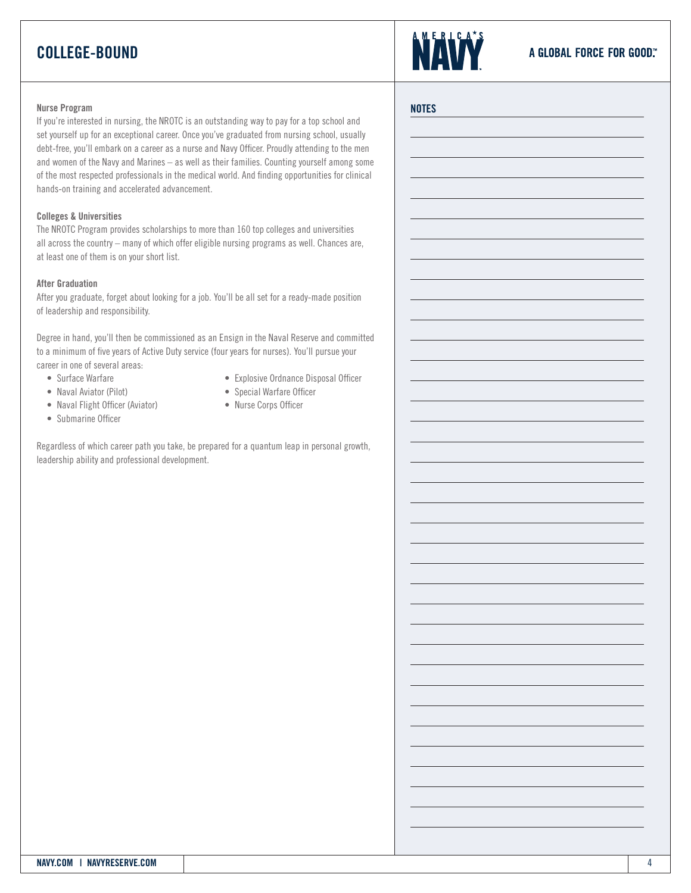## COLLEGE-BOUND

**Nurse Program**

If you're interested in nursing, the NROTC is an outstanding way to pay for a top school and set yourself up for an exceptional career. Once you've graduated from nursing school, usually debt-free, you'll embark on a career as a nurse and Navy Officer. Proudly attending to the men and women of the Navy and Marines – as well as their families. Counting yourself among some of the most respected professionals in the medical world. And finding opportunities for clinical hands-on training and accelerated advancement.

**Colleges & Universities**

The NROTC Program provides scholarships to more than 160 top colleges and universities all across the country – many of which offer eligible nursing programs as well. Chances are, at least one of them is on your short list.

**After Graduation**

After you graduate, forget about looking for a job. You'll be all set for a ready-made position of leadership and responsibility.

Degree in hand, you'll then be commissioned as an Ensign in the Naval Reserve and committed to a minimum of five years of Active Duty service (four years for nurses). You'll pursue your career in one of several areas:

- Surface Warfare
- Naval Aviator (Pilot)
- Naval Flight Officer (Aviator)
- Submarine Officer
- Explosive Ordnance Disposal Officer
- Special Warfare Officer
- Nurse Corps Officer

Regardless of which career path you take, be prepared for a quantum leap in personal growth, leadership ability and professional development.

**NOTES**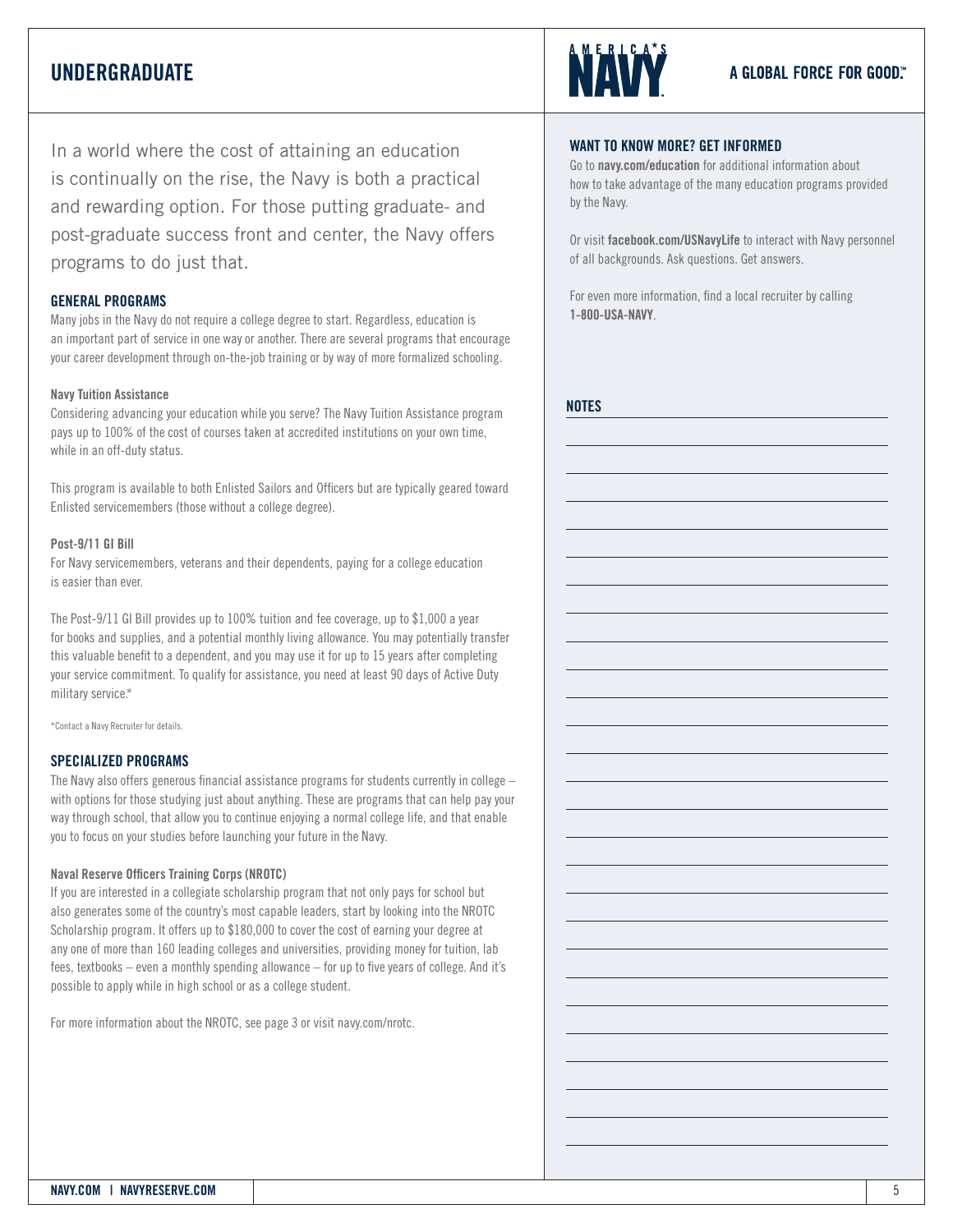# UNDERGRADUATE

In a world where the cost of attaining an education is continually on the rise, the Navy is both a practical and rewarding option. For those putting graduate- and post-graduate success front and center, the Navy offers programs to do just that.

## GENERAL PROGRAMS

Many jobs in the Navy do not require a college degree to start. Regardless, education is an important part of service in one way or another. There are several programs that encourage your career development through on-the-job training or by way of more formalized schooling.

### Navy Tuition Assistance

Considering advancing your education while you serve? The Navy Tuition Assistance program pays up to 100% of the cost of courses taken at accredited institutions on your own time, while in an off-duty status.

This program is available to both Enlisted Sailors and Officers but are typically geared toward Enlisted servicemembers (those without a college degree).

### Post-9/11 GI Bill

For Navy servicemembers, veterans and their dependents, paying for a college education is easier than ever.

The Post-9/11 GI Bill provides up to 100% tuition and fee coverage, up to $1,000 a year for books and supplies, and a potential monthly living allowance. You may potentially transfer this valuable benefit to a dependent, and you may use it for up to 15 years after completing your service commitment. To qualify for assistance, you need at least 90 days of Active Duty military service.*

*Contact a Navy Recruiter for details.

## SPECIALIZED PROGRAMS

The Navy also offers generous financial assistance programs for students currently in college – with options for those studying just about anything. These are programs that can help pay your way through school, that allow you to continue enjoying a normal college life, and that enable you to focus on your studies before launching your future in the Navy.

### Naval Reserve Officers Training Corps (NROTC)

If you are interested in a collegiate scholarship program that not only pays for school but also generates some of the country's most capable leaders, start by looking into the NROTC Scholarship program. It offers up to $180,000 to cover the cost of earning your degree at any one of more than 160 leading colleges and universities, providing money for tuition, lab fees, textbooks – even a monthly spending allowance – for up to five years of college. And it's possible to apply while in high school or as a college student.

For more information about the NROTC, see page 3 or visit navy.com/nrotc.

## WANT TO KNOW MORE? GET INFORMED

Go to **navy.com/education** for additional information about how to take advantage of the many education programs provided by the Navy.

Or visit **facebook.com/USNavyLife** to interact with Navy personnel of all backgrounds. Ask questions. Get answers.

For even more information, find a local recruiter by calling **1-800-USA-NAVY**.

## NOTES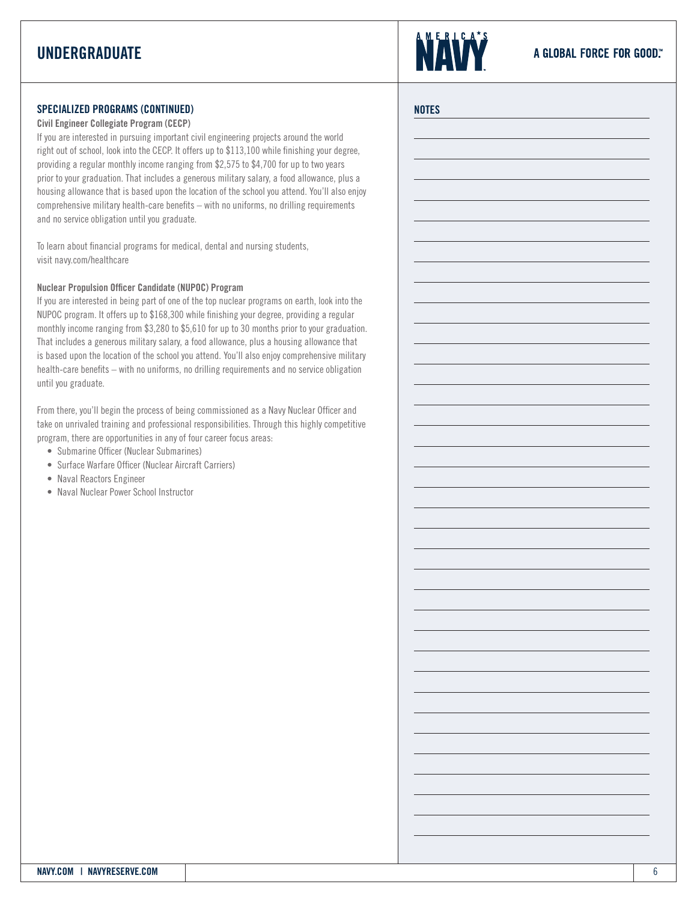## SPECIALIZED PROGRAMS (CONTINUED)

**Civil Engineer Collegiate Program (CECP)**

If you are interested in pursuing important civil engineering projects around the world right out of school, look into the CECP. It offers up to $113,100 while finishing your degree, providing a regular monthly income ranging from $2,575 to $4,700 for up to two years prior to your graduation. That includes a generous military salary, a food allowance, plus a housing allowance that is based upon the location of the school you attend. You'll also enjoy comprehensive military health-care benefits – with no uniforms, no drilling requirements and no service obligation until you graduate.

To learn about financial programs for medical, dental and nursing students, visit navy.com/healthcare

**Nuclear Propulsion Officer Candidate (NUPOC) Program**

If you are interested in being part of one of the top nuclear programs on earth, look into the NUPOC program. It offers up to $168,300 while finishing your degree, providing a regular monthly income ranging from $3,280 to $5,610 for up to 30 months prior to your graduation. That includes a generous military salary, a food allowance, plus a housing allowance that is based upon the location of the school you attend. You'll also enjoy comprehensive military health-care benefits – with no uniforms, no drilling requirements and no service obligation until you graduate.

From there, you'll begin the process of being commissioned as a Navy Nuclear Officer and take on unrivaled training and professional responsibilities. Through this highly competitive program, there are opportunities in any of four career focus areas:

- Submarine Officer (Nuclear Submarines)
- Surface Warfare Officer (Nuclear Aircraft Carriers)
- Naval Reactors Engineer
- Naval Nuclear Power School Instructor

## NOTES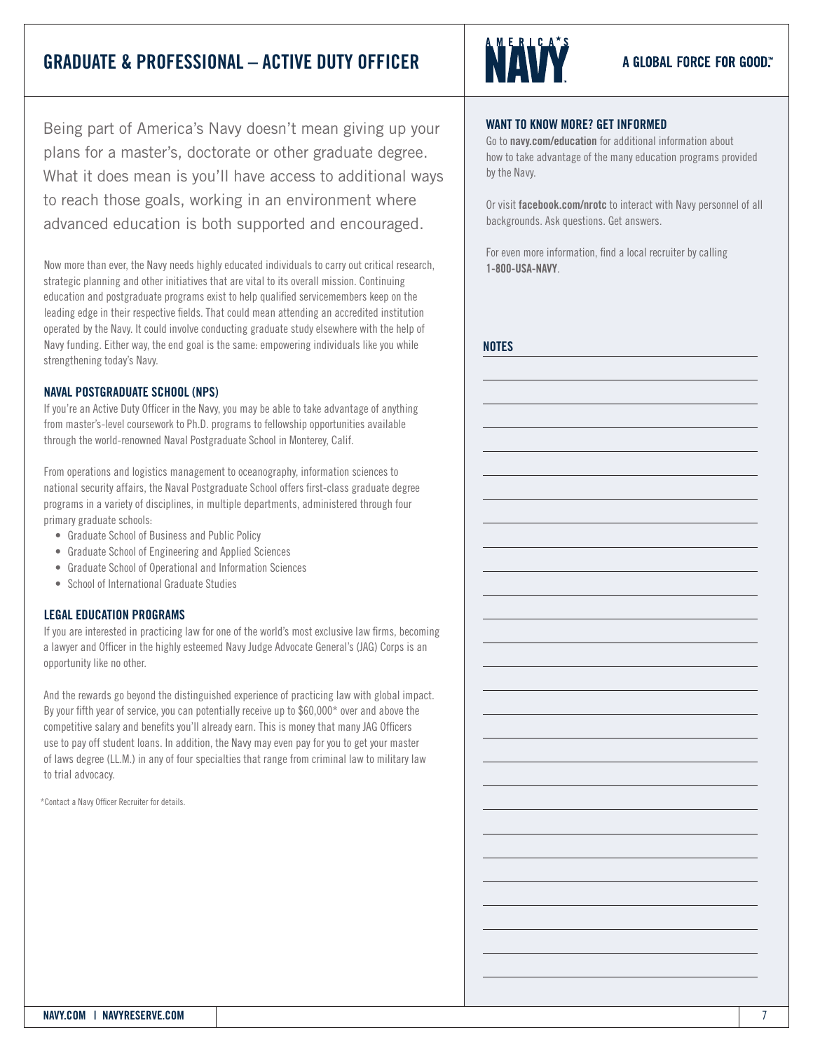# GRADUATE & PROFESSIONAL – ACTIVE DUTY OFFICER

A GLOBAL FORCE FOR GOOD.™

Being part of America's Navy doesn't mean giving up your plans for a master's, doctorate or other graduate degree. What it does mean is you'll have access to additional ways to reach those goals, working in an environment where advanced education is both supported and encouraged.

Now more than ever, the Navy needs highly educated individuals to carry out critical research, strategic planning and other initiatives that are vital to its overall mission. Continuing education and postgraduate programs exist to help qualified servicemembers keep on the leading edge in their respective fields. That could mean attending an accredited institution operated by the Navy. It could involve conducting graduate study elsewhere with the help of Navy funding. Either way, the end goal is the same: empowering individuals like you while strengthening today's Navy.

### NAVAL POSTGRADUATE SCHOOL (NPS)

If you're an Active Duty Officer in the Navy, you may be able to take advantage of anything from master's-level coursework to Ph.D. programs to fellowship opportunities available through the world-renowned Naval Postgraduate School in Monterey, Calif.

From operations and logistics management to oceanography, information sciences to national security affairs, the Naval Postgraduate School offers first-class graduate degree programs in a variety of disciplines, in multiple departments, administered through four primary graduate schools:

- Graduate School of Business and Public Policy
- Graduate School of Engineering and Applied Sciences
- Graduate School of Operational and Information Sciences
- School of International Graduate Studies

### LEGAL EDUCATION PROGRAMS

If you are interested in practicing law for one of the world's most exclusive law firms, becoming a lawyer and Officer in the highly esteemed Navy Judge Advocate General's (JAG) Corps is an opportunity like no other.

And the rewards go beyond the distinguished experience of practicing law with global impact. By your fifth year of service, you can potentially receive up to $60,000* over and above the competitive salary and benefits you'll already earn. This is money that many JAG Officers use to pay off student loans. In addition, the Navy may even pay for you to get your master of laws degree (LL.M.) in any of four specialties that range from criminal law to military law to trial advocacy.

*Contact a Navy Officer Recruiter for details.

### WANT TO KNOW MORE? GET INFORMED

Go to **navy.com/education** for additional information about how to take advantage of the many education programs provided by the Navy.

Or visit **facebook.com/nrotc** to interact with Navy personnel of all backgrounds. Ask questions. Get answers.

For even more information, find a local recruiter by calling **1-800-USA-NAVY**.

### NOTES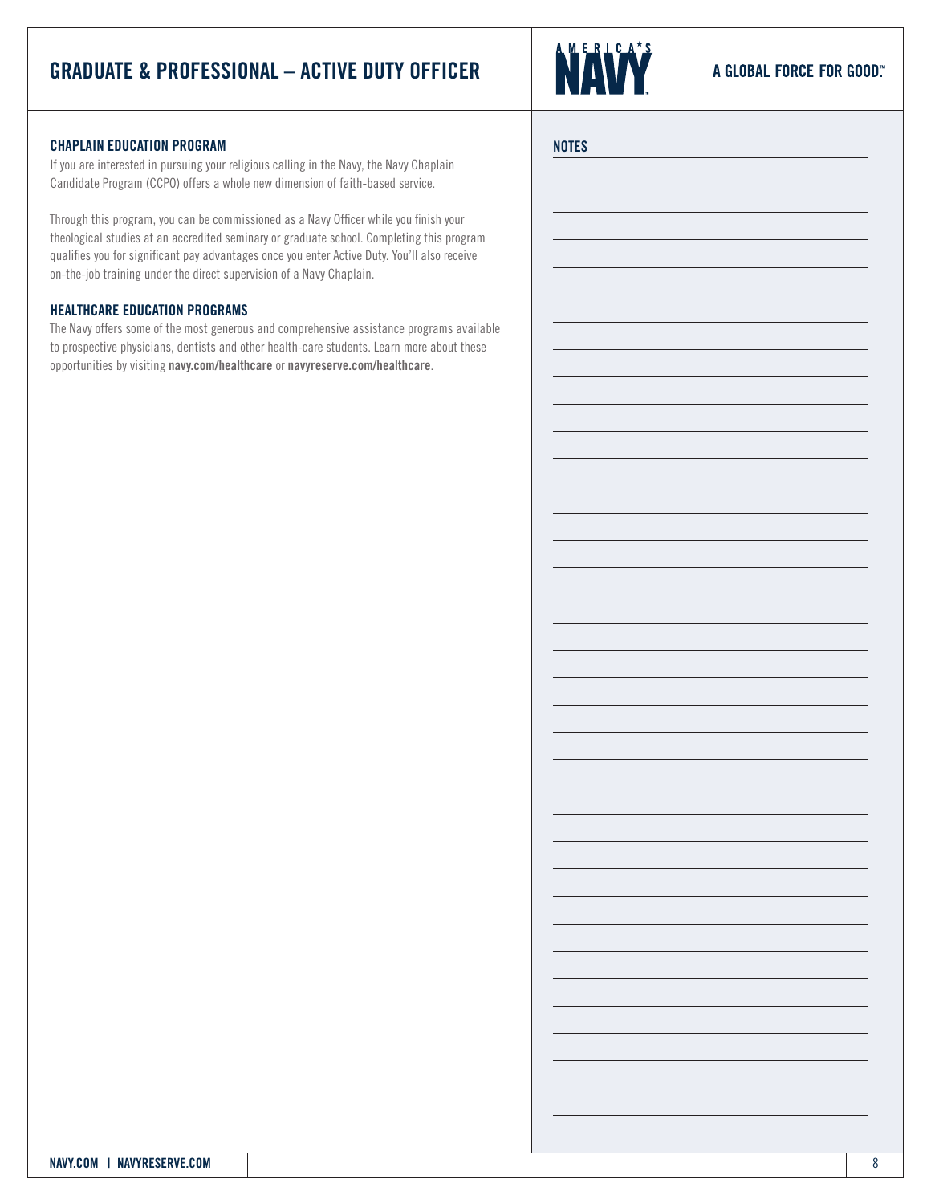## CHAPLAIN EDUCATION PROGRAM

If you are interested in pursuing your religious calling in the Navy, the Navy Chaplain Candidate Program (CCPO) offers a whole new dimension of faith-based service.

Through this program, you can be commissioned as a Navy Officer while you finish your theological studies at an accredited seminary or graduate school. Completing this program qualifies you for significant pay advantages once you enter Active Duty. You'll also receive on-the-job training under the direct supervision of a Navy Chaplain.

## HEALTHCARE EDUCATION PROGRAMS

The Navy offers some of the most generous and comprehensive assistance programs available to prospective physicians, dentists and other health-care students. Learn more about these opportunities by visiting **navy.com/healthcare** or **navyreserve.com/healthcare**.

## NOTES